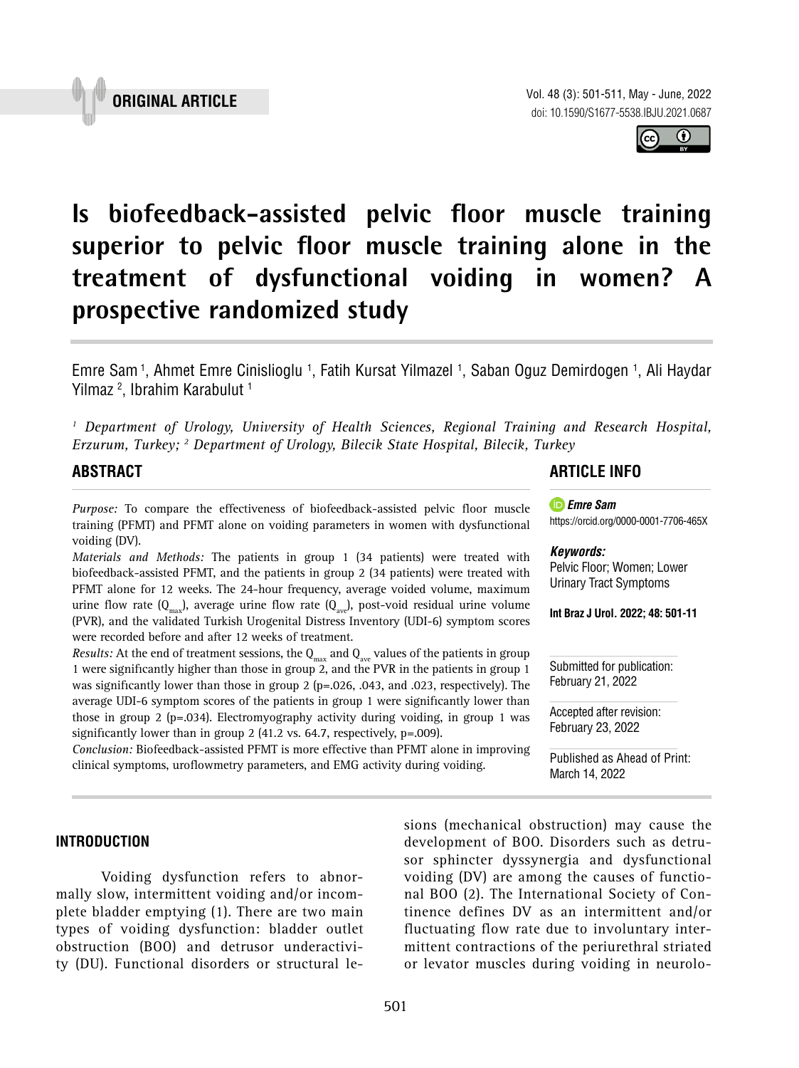ORIGINAL ARTICLE

# Is biofeedback-assisted pelvic floor muscle training superior to pelvic floor muscle training alone in the treatment of dysfunctional voiding in women? A prospective randomized study

Emre Sam [1], Ahmet Emre Cinislioglu [1], Fatih Kursat Yilmazel [1], Saban Oguz Demirdogen [1], Ali Haydar Yilmaz [2], Ibrahim Karabulut [1]

*[1] Department of Urology, University of Health Sciences, Regional Training and Research Hospital, Erzurum, Turkey; [2] Department of Urology, Bilecik State Hospital, Bilecik, Turkey*

## ABSTRACT

*Purpose:* To compare the effectiveness of biofeedback-assisted pelvic floor muscle training (PFMT) and PFMT alone on voiding parameters in women with dysfunctional voiding (DV).

*Materials and Methods:* The patients in group 1 (34 patients) were treated with biofeedback-assisted PFMT, and the patients in group 2 (34 patients) were treated with PFMT alone for 12 weeks. The 24-hour frequency, average voided volume, maximum urine flow rate ($Q_{max}$), average urine flow rate ($Q_{ave}$), post-void residual urine volume (PVR), and the validated Turkish Urogenital Distress Inventory (UDI-6) symptom scores were recorded before and after 12 weeks of treatment.

*Results:* At the end of treatment sessions, the $Q_{max}$ and $Q_{ave}$ values of the patients in group 1 were significantly higher than those in group 2, and the PVR in the patients in group 1 was significantly lower than those in group 2 (p=.026, .043, and .023, respectively). The average UDI-6 symptom scores of the patients in group 1 were significantly lower than those in group 2 (p=.034). Electromyography activity during voiding, in group 1 was significantly lower than in group 2 (41.2 vs. 64.7, respectively, p=.009).

*Conclusion:* Biofeedback-assisted PFMT is more effective than PFMT alone in improving clinical symptoms, uroflowmetry parameters, and EMG activity during voiding.

## ARTICLE INFO

***Emre Sam***
https://orcid.org/0000-0001-7706-465X

***Keywords:***
Pelvic Floor; Women; Lower Urinary Tract Symptoms

**Int Braz J Urol. 2022; 48: 501-11**

Submitted for publication:
February 21, 2022

Accepted after revision:
February 23, 2022

Published as Ahead of Print:
March 14, 2022

## INTRODUCTION

Voiding dysfunction refers to abnormally slow, intermittent voiding and/or incomplete bladder emptying (1). There are two main types of voiding dysfunction: bladder outlet obstruction (BOO) and detrusor underactivity (DU). Functional disorders or structural lesions (mechanical obstruction) may cause the development of BOO. Disorders such as detrusor sphincter dyssynergia and dysfunctional voiding (DV) are among the causes of functional BOO (2). The International Society of Continence defines DV as an intermittent and/or fluctuating flow rate due to involuntary intermittent contractions of the periurethral striated or levator muscles during voiding in neurolo-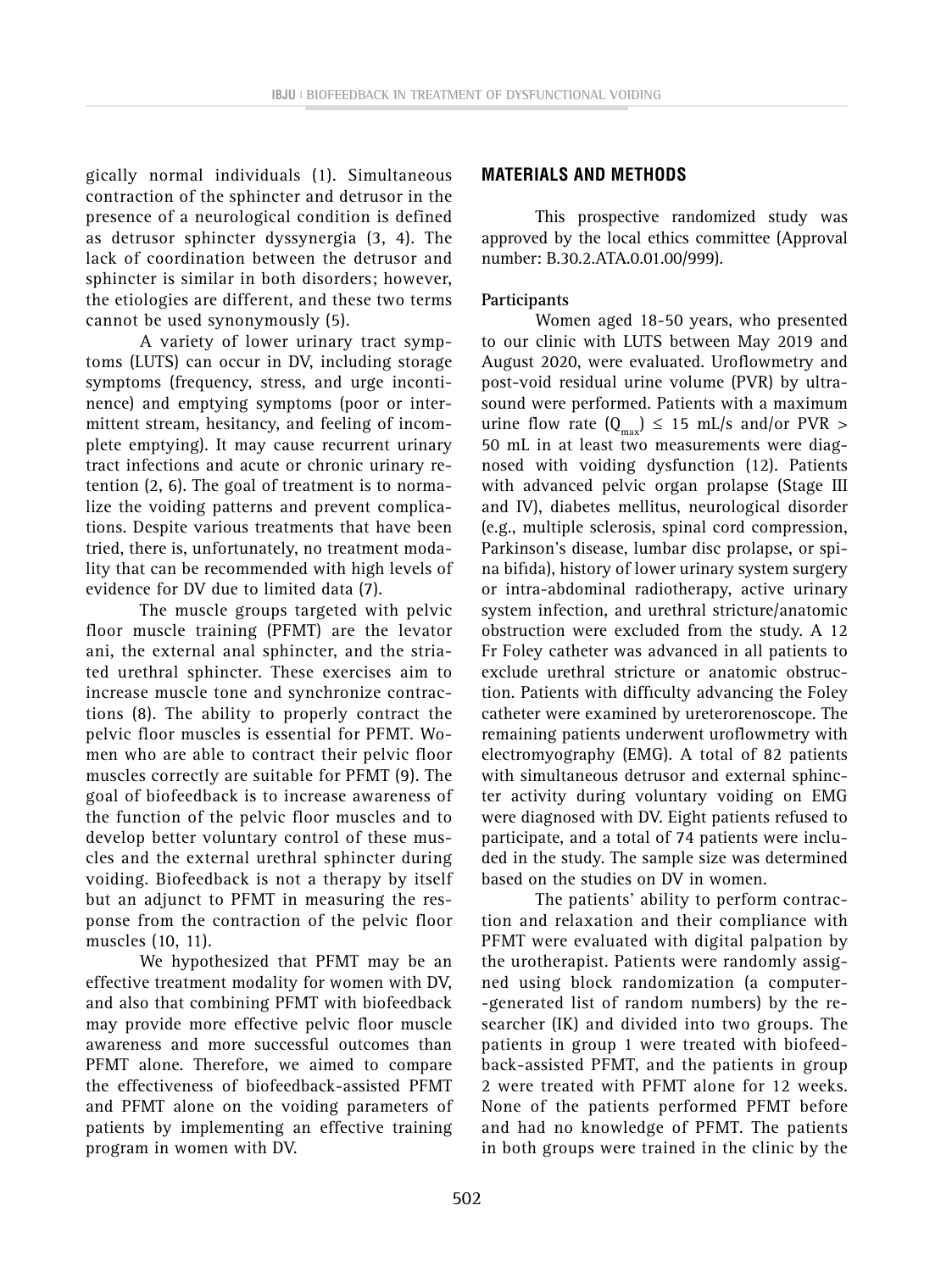gically normal individuals (1). Simultaneous contraction of the sphincter and detrusor in the presence of a neurological condition is defined as detrusor sphincter dyssynergia (3, 4). The lack of coordination between the detrusor and sphincter is similar in both disorders; however, the etiologies are different, and these two terms cannot be used synonymously (5).

A variety of lower urinary tract symptoms (LUTS) can occur in DV, including storage symptoms (frequency, stress, and urge incontinence) and emptying symptoms (poor or intermittent stream, hesitancy, and feeling of incomplete emptying). It may cause recurrent urinary tract infections and acute or chronic urinary retention (2, 6). The goal of treatment is to normalize the voiding patterns and prevent complications. Despite various treatments that have been tried, there is, unfortunately, no treatment modality that can be recommended with high levels of evidence for DV due to limited data (7).

The muscle groups targeted with pelvic floor muscle training (PFMT) are the levator ani, the external anal sphincter, and the striated urethral sphincter. These exercises aim to increase muscle tone and synchronize contractions (8). The ability to properly contract the pelvic floor muscles is essential for PFMT. Women who are able to contract their pelvic floor muscles correctly are suitable for PFMT (9). The goal of biofeedback is to increase awareness of the function of the pelvic floor muscles and to develop better voluntary control of these muscles and the external urethral sphincter during voiding. Biofeedback is not a therapy by itself but an adjunct to PFMT in measuring the response from the contraction of the pelvic floor muscles (10, 11).

We hypothesized that PFMT may be an effective treatment modality for women with DV, and also that combining PFMT with biofeedback may provide more effective pelvic floor muscle awareness and more successful outcomes than PFMT alone. Therefore, we aimed to compare the effectiveness of biofeedback-assisted PFMT and PFMT alone on the voiding parameters of patients by implementing an effective training program in women with DV.

## MATERIALS AND METHODS

This prospective randomized study was approved by the local ethics committee (Approval number: B.30.2.ATA.0.01.00/999).

### Participants

Women aged 18-50 years, who presented to our clinic with LUTS between May 2019 and August 2020, were evaluated. Uroflowmetry and post-void residual urine volume (PVR) by ultrasound were performed. Patients with a maximum urine flow rate ($Q_{max}$) ≤ 15 mL/s and/or PVR > 50 mL in at least two measurements were diagnosed with voiding dysfunction (12). Patients with advanced pelvic organ prolapse (Stage III and IV), diabetes mellitus, neurological disorder (e.g., multiple sclerosis, spinal cord compression, Parkinson's disease, lumbar disc prolapse, or spina bifida), history of lower urinary system surgery or intra-abdominal radiotherapy, active urinary system infection, and urethral stricture/anatomic obstruction were excluded from the study. A 12 Fr Foley catheter was advanced in all patients to exclude urethral stricture or anatomic obstruction. Patients with difficulty advancing the Foley catheter were examined by ureterorenoscope. The remaining patients underwent uroflowmetry with electromyography (EMG). A total of 82 patients with simultaneous detrusor and external sphincter activity during voluntary voiding on EMG were diagnosed with DV. Eight patients refused to participate, and a total of 74 patients were included in the study. The sample size was determined based on the studies on DV in women.

The patients' ability to perform contraction and relaxation and their compliance with PFMT were evaluated with digital palpation by the urotherapist. Patients were randomly assigned using block randomization (a computer-generated list of random numbers) by the researcher (IK) and divided into two groups. The patients in group 1 were treated with biofeedback-assisted PFMT, and the patients in group 2 were treated with PFMT alone for 12 weeks. None of the patients performed PFMT before and had no knowledge of PFMT. The patients in both groups were trained in the clinic by the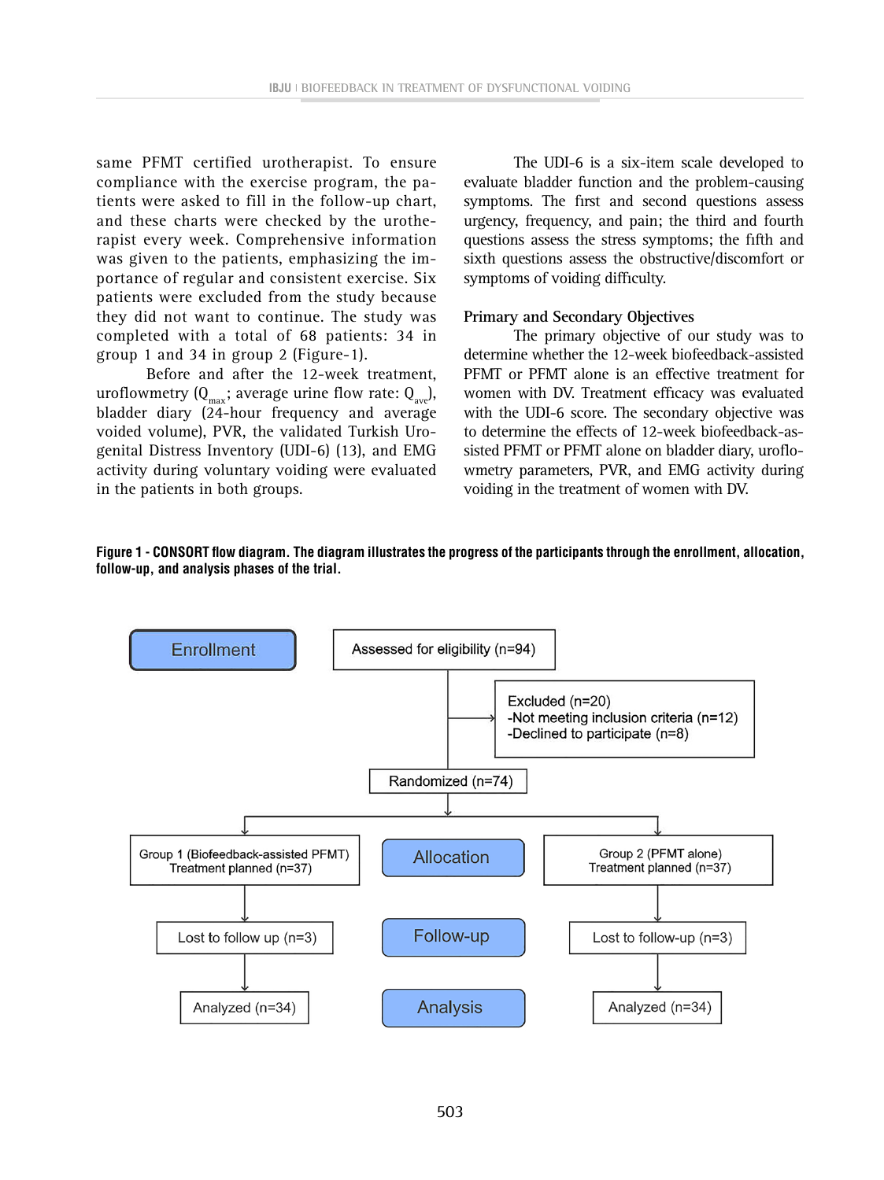same PFMT certified urotherapist. To ensure compliance with the exercise program, the patients were asked to fill in the follow-up chart, and these charts were checked by the urotherapist every week. Comprehensive information was given to the patients, emphasizing the importance of regular and consistent exercise. Six patients were excluded from the study because they did not want to continue. The study was completed with a total of 68 patients: 34 in group 1 and 34 in group 2 (Figure-1).

Before and after the 12-week treatment, uroflowmetry ($Q_{max}$; average urine flow rate: $Q_{ave}$), bladder diary (24-hour frequency and average voided volume), PVR, the validated Turkish Urogenital Distress Inventory (UDI-6) (13), and EMG activity during voluntary voiding were evaluated in the patients in both groups.

The UDI-6 is a six-item scale developed to evaluate bladder function and the problem-causing symptoms. The first and second questions assess urgency, frequency, and pain; the third and fourth questions assess the stress symptoms; the fifth and sixth questions assess the obstructive/discomfort or symptoms of voiding difficulty.

## Primary and Secondary Objectives

The primary objective of our study was to determine whether the 12-week biofeedback-assisted PFMT or PFMT alone is an effective treatment for women with DV. Treatment efficacy was evaluated with the UDI-6 score. The secondary objective was to determine the effects of 12-week biofeedback-assisted PFMT or PFMT alone on bladder diary, uroflowmetry parameters, PVR, and EMG activity during voiding in the treatment of women with DV.

**Figure 1 - CONSORT flow diagram. The diagram illustrates the progress of the participants through the enrollment, allocation, follow-up, and analysis phases of the trial.**

Enrollment

Assessed for eligibility (n=94)

Excluded (n=20)
-Not meeting inclusion criteria (n=12)
-Declined to participate (n=8)

Randomized (n=74)

Allocation

Group 1 (Biofeedback-assisted PFMT) Treatment planned (n=37)

Group 2 (PFMT alone) Treatment planned (n=37)

Follow-up

Lost to follow up (n=3)

Lost to follow-up (n=3)

Analysis

Analyzed (n=34)

Analyzed (n=34)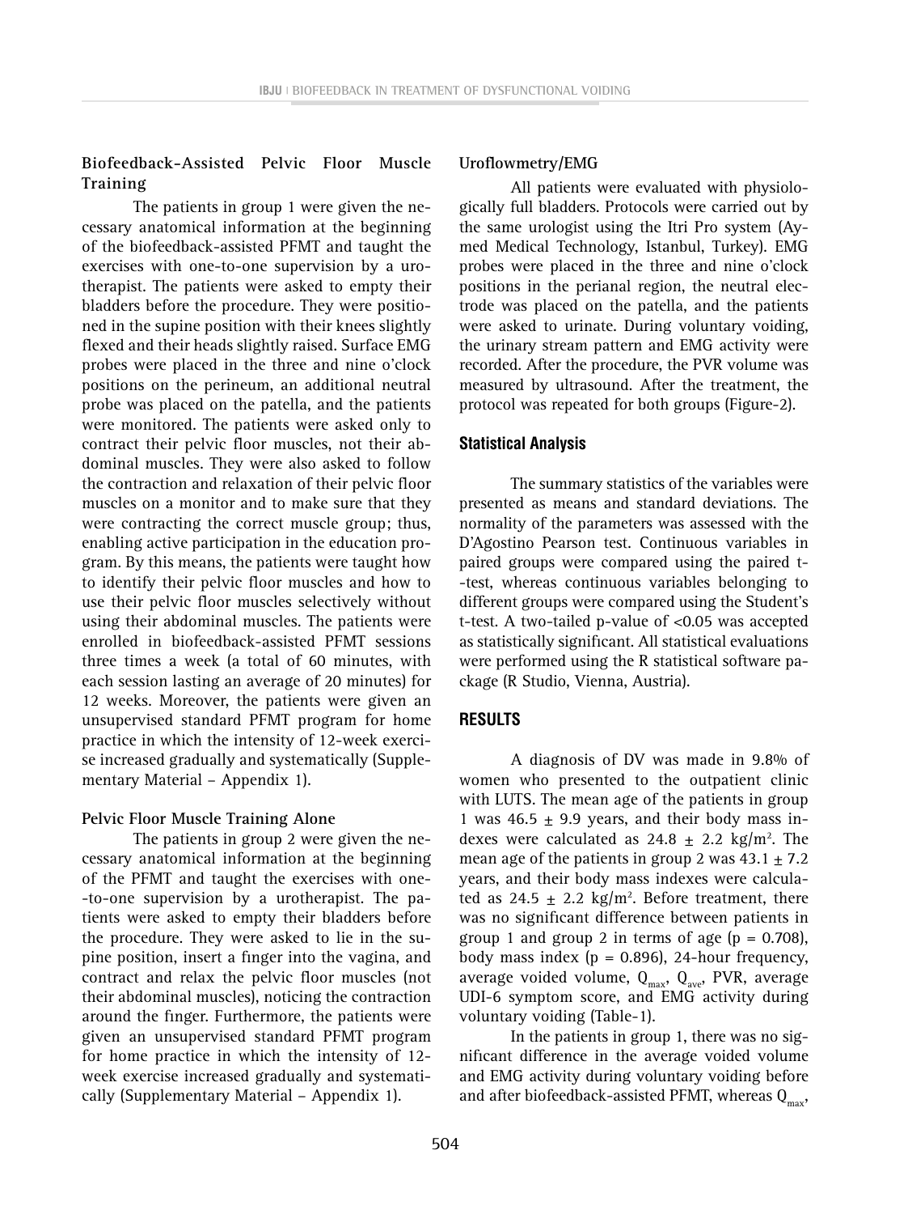**Biofeedback-Assisted Pelvic Floor Muscle Training**

The patients in group 1 were given the necessary anatomical information at the beginning of the biofeedback-assisted PFMT and taught the exercises with one-to-one supervision by a urotherapist. The patients were asked to empty their bladders before the procedure. They were positioned in the supine position with their knees slightly flexed and their heads slightly raised. Surface EMG probes were placed in the three and nine o'clock positions on the perineum, an additional neutral probe was placed on the patella, and the patients were monitored. The patients were asked only to contract their pelvic floor muscles, not their abdominal muscles. They were also asked to follow the contraction and relaxation of their pelvic floor muscles on a monitor and to make sure that they were contracting the correct muscle group; thus, enabling active participation in the education program. By this means, the patients were taught how to identify their pelvic floor muscles and how to use their pelvic floor muscles selectively without using their abdominal muscles. The patients were enrolled in biofeedback-assisted PFMT sessions three times a week (a total of 60 minutes, with each session lasting an average of 20 minutes) for 12 weeks. Moreover, the patients were given an unsupervised standard PFMT program for home practice in which the intensity of 12-week exercise increased gradually and systematically (Supplementary Material – Appendix 1).

**Pelvic Floor Muscle Training Alone**

The patients in group 2 were given the necessary anatomical information at the beginning of the PFMT and taught the exercises with one-to-one supervision by a urotherapist. The patients were asked to empty their bladders before the procedure. They were asked to lie in the supine position, insert a finger into the vagina, and contract and relax the pelvic floor muscles (not their abdominal muscles), noticing the contraction around the finger. Furthermore, the patients were given an unsupervised standard PFMT program for home practice in which the intensity of 12-week exercise increased gradually and systematically (Supplementary Material – Appendix 1).

**Uroflowmetry/EMG**

All patients were evaluated with physiologically full bladders. Protocols were carried out by the same urologist using the Itri Pro system (Aymed Medical Technology, Istanbul, Turkey). EMG probes were placed in the three and nine o'clock positions in the perianal region, the neutral electrode was placed on the patella, and the patients were asked to urinate. During voluntary voiding, the urinary stream pattern and EMG activity were recorded. After the procedure, the PVR volume was measured by ultrasound. After the treatment, the protocol was repeated for both groups (Figure-2).

## Statistical Analysis

The summary statistics of the variables were presented as means and standard deviations. The normality of the parameters was assessed with the D'Agostino Pearson test. Continuous variables in paired groups were compared using the paired t-test, whereas continuous variables belonging to different groups were compared using the Student's t-test. A two-tailed p-value of <0.05 was accepted as statistically significant. All statistical evaluations were performed using the R statistical software package (R Studio, Vienna, Austria).

## RESULTS

A diagnosis of DV was made in 9.8% of women who presented to the outpatient clinic with LUTS. The mean age of the patients in group 1 was 46.5 ± 9.9 years, and their body mass indexes were calculated as 24.8 ± 2.2 kg/m$^2$. The mean age of the patients in group 2 was 43.1 ± 7.2 years, and their body mass indexes were calculated as 24.5 ± 2.2 kg/m$^2$. Before treatment, there was no significant difference between patients in group 1 and group 2 in terms of age (p = 0.708), body mass index (p = 0.896), 24-hour frequency, average voided volume, $Q_{max}$, $Q_{ave}$, PVR, average UDI-6 symptom score, and EMG activity during voluntary voiding (Table-1).

In the patients in group 1, there was no significant difference in the average voided volume and EMG activity during voluntary voiding before and after biofeedback-assisted PFMT, whereas $Q_{max}$,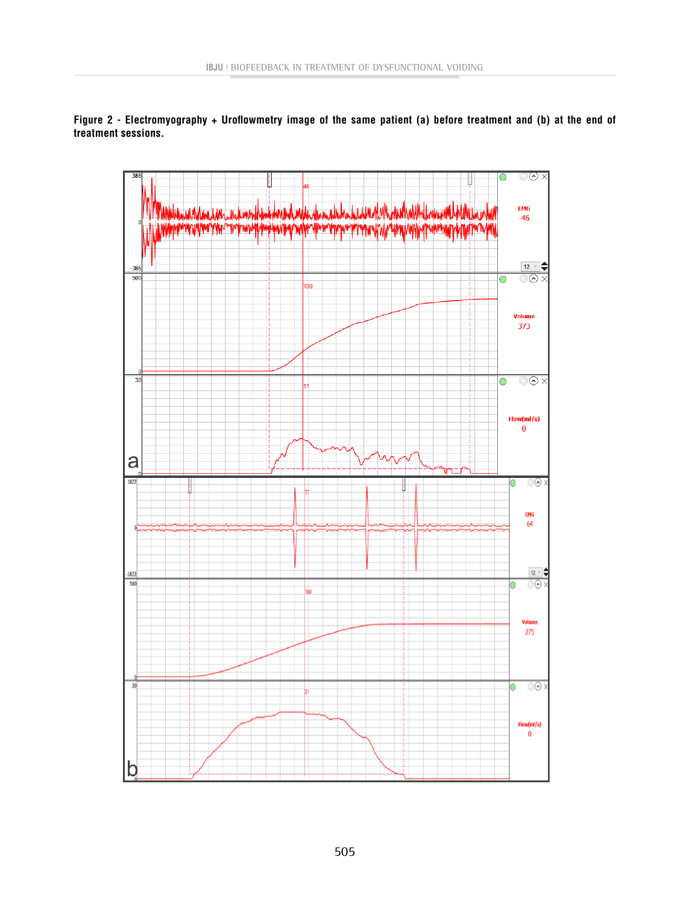**Figure 2 - Electromyography + Uroflowmetry image of the same patient (a) before treatment and (b) at the end of treatment sessions.**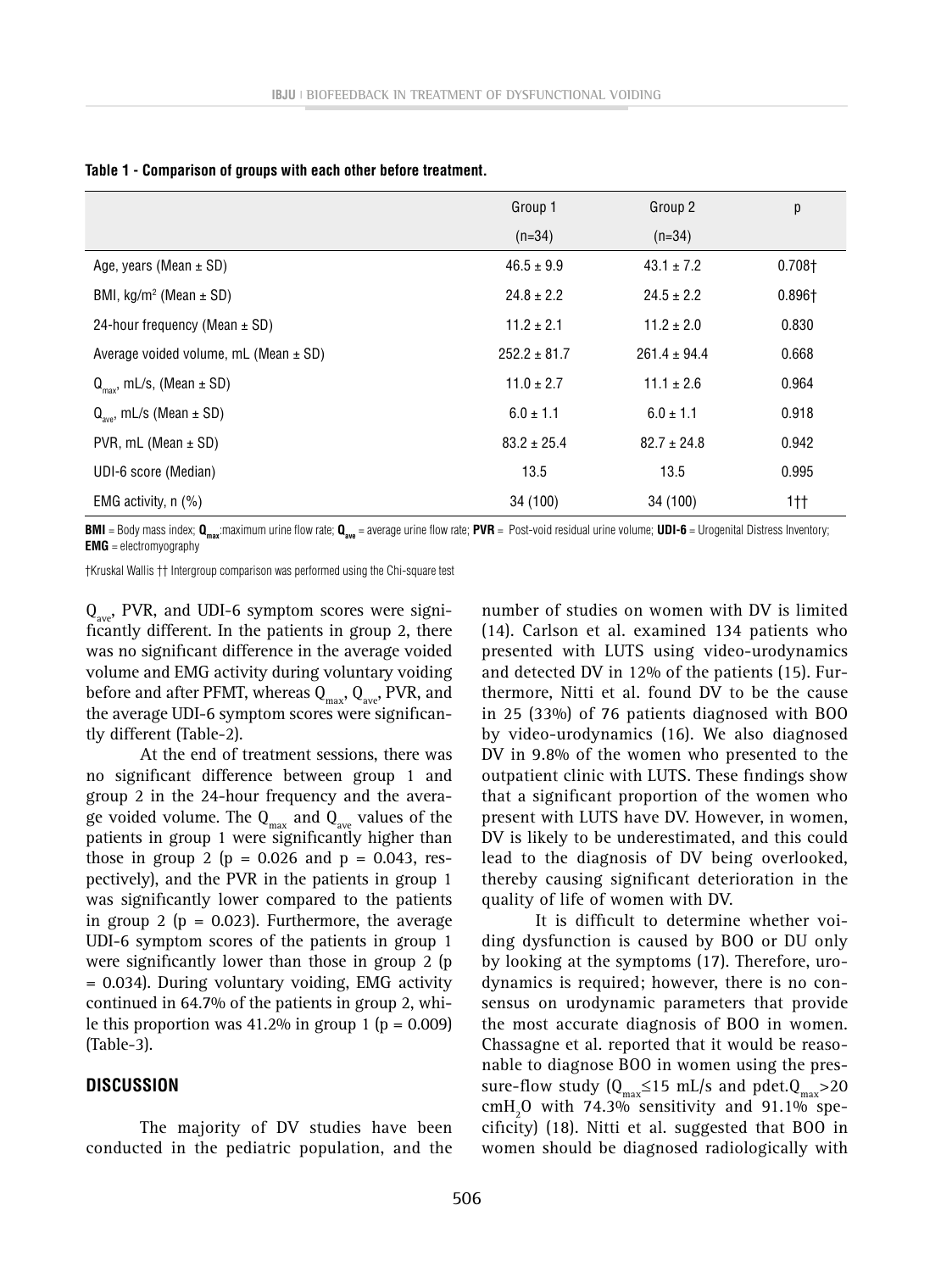**Table 1 - Comparison of groups with each other before treatment.**

| | Group 1 (n=34) | Group 2 (n=34) | p |
|---|---|---|---|
| Age, years (Mean ± SD) | 46.5 ± 9.9 | 43.1 ± 7.2 | 0.708† |
| BMI, kg/m$^2$ (Mean ± SD) | 24.8 ± 2.2 | 24.5 ± 2.2 | 0.896† |
| 24-hour frequency (Mean ± SD) | 11.2 ± 2.1 | 11.2 ± 2.0 | 0.830 |
| Average voided volume, mL (Mean ± SD) | 252.2 ± 81.7 | 261.4 ± 94.4 | 0.668 |
| $Q_{max}$, mL/s, (Mean ± SD) | 11.0 ± 2.7 | 11.1 ± 2.6 | 0.964 |
| $Q_{ave}$, mL/s (Mean ± SD) | 6.0 ± 1.1 | 6.0 ± 1.1 | 0.918 |
| PVR, mL (Mean ± SD) | 83.2 ± 25.4 | 82.7 ± 24.8 | 0.942 |
| UDI-6 score (Median) | 13.5 | 13.5 | 0.995 |
| EMG activity, n (%) | 34 (100) | 34 (100) | 1†† |

**BMI** = Body mass index; $\mathbf{Q_{max}}$:maximum urine flow rate; $\mathbf{Q_{ave}}$ = average urine flow rate; **PVR** = Post-void residual urine volume; **UDI-6** = Urogenital Distress Inventory; **EMG** = electromyography

†Kruskal Wallis †† Intergroup comparison was performed using the Chi-square test

$Q_{ave}$, PVR, and UDI-6 symptom scores were significantly different. In the patients in group 2, there was no significant difference in the average voided volume and EMG activity during voluntary voiding before and after PFMT, whereas $Q_{max}$, $Q_{ave}$, PVR, and the average UDI-6 symptom scores were significantly different (Table-2).

At the end of treatment sessions, there was no significant difference between group 1 and group 2 in the 24-hour frequency and the average voided volume. The $Q_{max}$ and $Q_{ave}$ values of the patients in group 1 were significantly higher than those in group 2 ($p = 0.026$ and $p = 0.043$, respectively), and the PVR in the patients in group 1 was significantly lower compared to the patients in group 2 ($p = 0.023$). Furthermore, the average UDI-6 symptom scores of the patients in group 1 were significantly lower than those in group 2 ($p = 0.034$). During voluntary voiding, EMG activity continued in 64.7% of the patients in group 2, while this proportion was 41.2% in group 1 ($p = 0.009$) (Table-3).

## DISCUSSION

The majority of DV studies have been conducted in the pediatric population, and the number of studies on women with DV is limited (14). Carlson et al. examined 134 patients who presented with LUTS using video-urodynamics and detected DV in 12% of the patients (15). Furthermore, Nitti et al. found DV to be the cause in 25 (33%) of 76 patients diagnosed with BOO by video-urodynamics (16). We also diagnosed DV in 9.8% of the women who presented to the outpatient clinic with LUTS. These findings show that a significant proportion of the women who present with LUTS have DV. However, in women, DV is likely to be underestimated, and this could lead to the diagnosis of DV being overlooked, thereby causing significant deterioration in the quality of life of women with DV.

It is difficult to determine whether voiding dysfunction is caused by BOO or DU only by looking at the symptoms (17). Therefore, urodynamics is required; however, there is no consensus on urodynamic parameters that provide the most accurate diagnosis of BOO in women. Chassagne et al. reported that it would be reasonable to diagnose BOO in women using the pressure-flow study ($Q_{max} \leq 15$ mL/s and pdet.$Q_{max} > 20$ $cmH_2O$ with 74.3% sensitivity and 91.1% specificity) (18). Nitti et al. suggested that BOO in women should be diagnosed radiologically with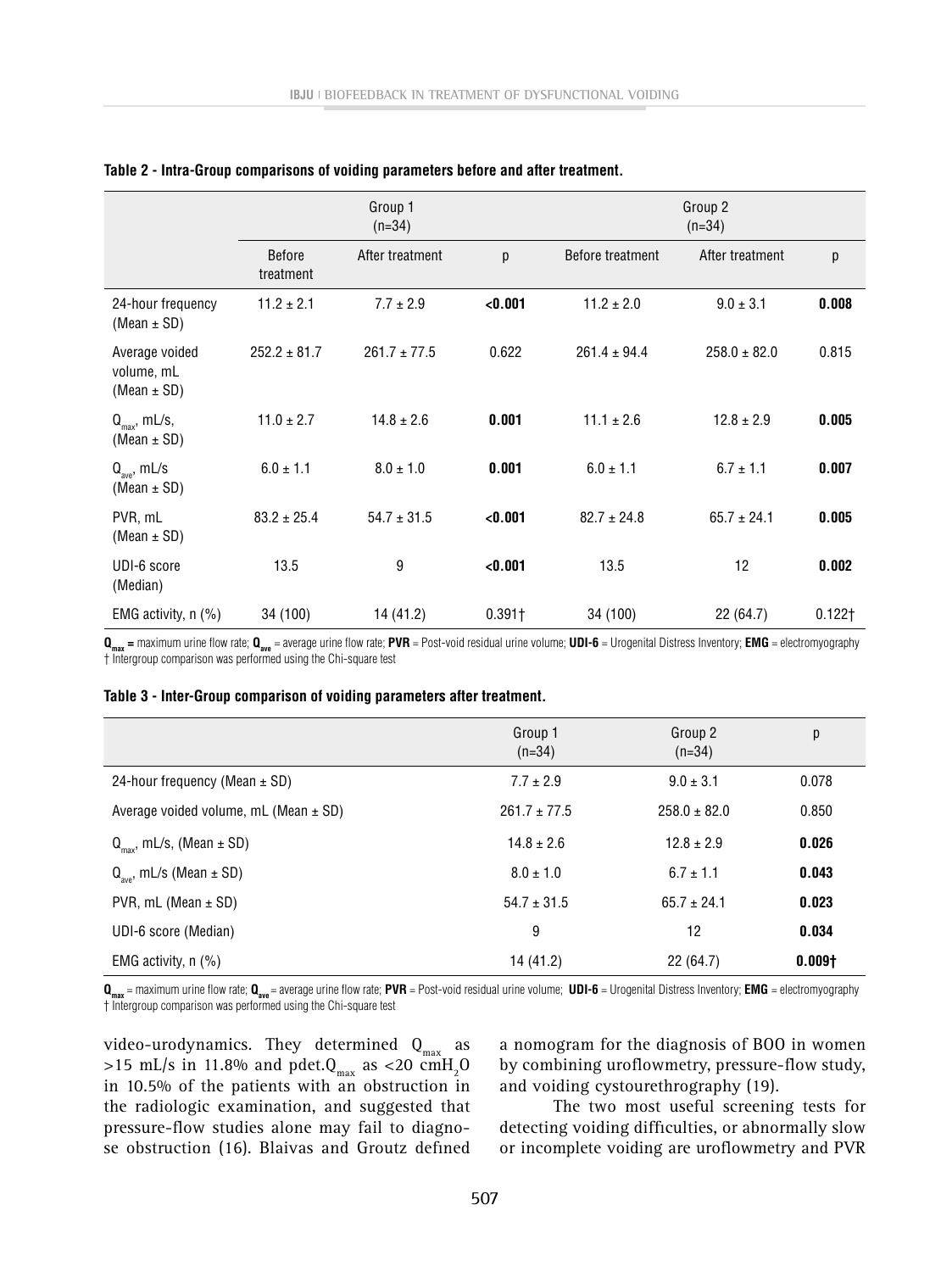**Table 2 - Intra-Group comparisons of voiding parameters before and after treatment.**

| | Group 1 (n=34) | | | Group 2 (n=34) | | |
|---|---|---|---|---|---|---|
| | Before treatment | After treatment | p | Before treatment | After treatment | p |
| 24-hour frequency (Mean ± SD) | 11.2 ± 2.1 | 7.7 ± 2.9 | **<0.001** | 11.2 ± 2.0 | 9.0 ± 3.1 | **0.008** |
| Average voided volume, mL (Mean ± SD) | 252.2 ± 81.7 | 261.7 ± 77.5 | 0.622 | 261.4 ± 94.4 | 258.0 ± 82.0 | 0.815 |
| $Q_{max}$, mL/s, (Mean ± SD) | 11.0 ± 2.7 | 14.8 ± 2.6 | **0.001** | 11.1 ± 2.6 | 12.8 ± 2.9 | **0.005** |
| $Q_{ave}$, mL/s (Mean ± SD) | 6.0 ± 1.1 | 8.0 ± 1.0 | **0.001** | 6.0 ± 1.1 | 6.7 ± 1.1 | **0.007** |
| PVR, mL (Mean ± SD) | 83.2 ± 25.4 | 54.7 ± 31.5 | **<0.001** | 82.7 ± 24.8 | 65.7 ± 24.1 | **0.005** |
| UDI-6 score (Median) | 13.5 | 9 | **<0.001** | 13.5 | 12 | **0.002** |
| EMG activity, n (%) | 34 (100) | 14 (41.2) | 0.391† | 34 (100) | 22 (64.7) | 0.122† |

**$Q_{max}$** = maximum urine flow rate; **$Q_{ave}$** = average urine flow rate; **PVR** = Post-void residual urine volume; **UDI-6** = Urogenital Distress Inventory; **EMG** = electromyography
† Intergroup comparison was performed using the Chi-square test

**Table 3 - Inter-Group comparison of voiding parameters after treatment.**

| | Group 1 (n=34) | Group 2 (n=34) | p |
|---|---|---|---|
| 24-hour frequency (Mean ± SD) | 7.7 ± 2.9 | 9.0 ± 3.1 | 0.078 |
| Average voided volume, mL (Mean ± SD) | 261.7 ± 77.5 | 258.0 ± 82.0 | 0.850 |
| $Q_{max}$, mL/s, (Mean ± SD) | 14.8 ± 2.6 | 12.8 ± 2.9 | **0.026** |
| $Q_{ave}$, mL/s (Mean ± SD) | 8.0 ± 1.0 | 6.7 ± 1.1 | **0.043** |
| PVR, mL (Mean ± SD) | 54.7 ± 31.5 | 65.7 ± 24.1 | **0.023** |
| UDI-6 score (Median) | 9 | 12 | **0.034** |
| EMG activity, n (%) | 14 (41.2) | 22 (64.7) | **0.009†** |

**$Q_{max}$** = maximum urine flow rate; **$Q_{ave}$** = average urine flow rate; **PVR** = Post-void residual urine volume; **UDI-6** = Urogenital Distress Inventory; **EMG** = electromyography
† Intergroup comparison was performed using the Chi-square test

video-urodynamics. They determined $Q_{max}$ as >15 mL/s in 11.8% and pdet.$Q_{max}$ as <20 $cmH_2O$ in 10.5% of the patients with an obstruction in the radiologic examination, and suggested that pressure-flow studies alone may fail to diagnose obstruction (16). Blaivas and Groutz defined a nomogram for the diagnosis of BOO in women by combining uroflowmetry, pressure-flow study, and voiding cystourethrography (19).

The two most useful screening tests for detecting voiding difficulties, or abnormally slow or incomplete voiding are uroflowmetry and PVR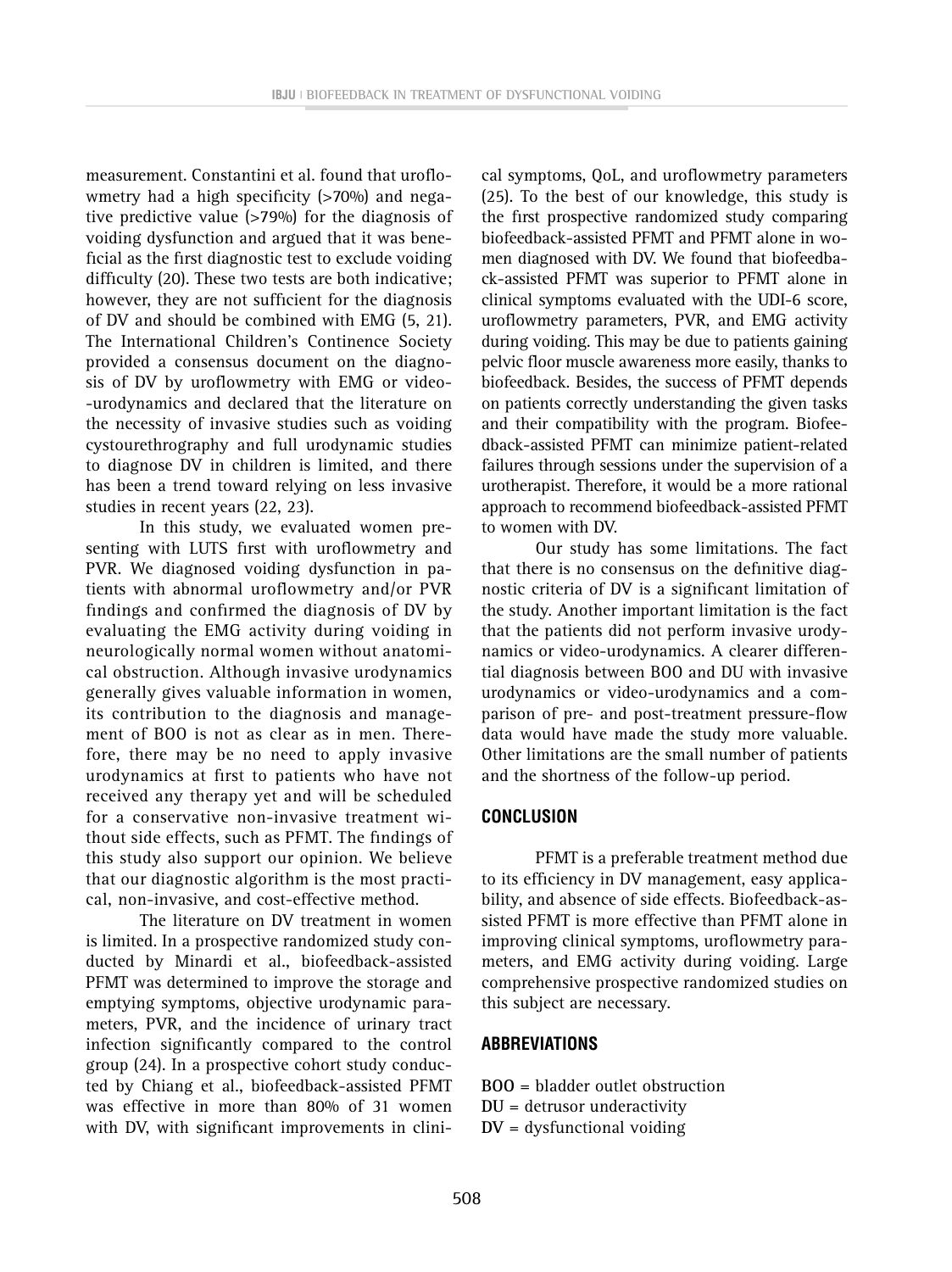measurement. Constantini et al. found that uroflowmetry had a high specificity (>70%) and negative predictive value (>79%) for the diagnosis of voiding dysfunction and argued that it was beneficial as the first diagnostic test to exclude voiding difficulty (20). These two tests are both indicative; however, they are not sufficient for the diagnosis of DV and should be combined with EMG (5, 21). The International Children's Continence Society provided a consensus document on the diagnosis of DV by uroflowmetry with EMG or video-urodynamics and declared that the literature on the necessity of invasive studies such as voiding cystourethrography and full urodynamic studies to diagnose DV in children is limited, and there has been a trend toward relying on less invasive studies in recent years (22, 23).

In this study, we evaluated women presenting with LUTS first with uroflowmetry and PVR. We diagnosed voiding dysfunction in patients with abnormal uroflowmetry and/or PVR findings and confirmed the diagnosis of DV by evaluating the EMG activity during voiding in neurologically normal women without anatomical obstruction. Although invasive urodynamics generally gives valuable information in women, its contribution to the diagnosis and management of BOO is not as clear as in men. Therefore, there may be no need to apply invasive urodynamics at first to patients who have not received any therapy yet and will be scheduled for a conservative non-invasive treatment without side effects, such as PFMT. The findings of this study also support our opinion. We believe that our diagnostic algorithm is the most practical, non-invasive, and cost-effective method.

The literature on DV treatment in women is limited. In a prospective randomized study conducted by Minardi et al., biofeedback-assisted PFMT was determined to improve the storage and emptying symptoms, objective urodynamic parameters, PVR, and the incidence of urinary tract infection significantly compared to the control group (24). In a prospective cohort study conducted by Chiang et al., biofeedback-assisted PFMT was effective in more than 80% of 31 women with DV, with significant improvements in clinical symptoms, QoL, and uroflowmetry parameters (25). To the best of our knowledge, this study is the first prospective randomized study comparing biofeedback-assisted PFMT and PFMT alone in women diagnosed with DV. We found that biofeedback-assisted PFMT was superior to PFMT alone in clinical symptoms evaluated with the UDI-6 score, uroflowmetry parameters, PVR, and EMG activity during voiding. This may be due to patients gaining pelvic floor muscle awareness more easily, thanks to biofeedback. Besides, the success of PFMT depends on patients correctly understanding the given tasks and their compatibility with the program. Biofeedback-assisted PFMT can minimize patient-related failures through sessions under the supervision of a urotherapist. Therefore, it would be a more rational approach to recommend biofeedback-assisted PFMT to women with DV.

Our study has some limitations. The fact that there is no consensus on the definitive diagnostic criteria of DV is a significant limitation of the study. Another important limitation is the fact that the patients did not perform invasive urodynamics or video-urodynamics. A clearer differential diagnosis between BOO and DU with invasive urodynamics or video-urodynamics and a comparison of pre- and post-treatment pressure-flow data would have made the study more valuable. Other limitations are the small number of patients and the shortness of the follow-up period.

## CONCLUSION

PFMT is a preferable treatment method due to its efficiency in DV management, easy applicability, and absence of side effects. Biofeedback-assisted PFMT is more effective than PFMT alone in improving clinical symptoms, uroflowmetry parameters, and EMG activity during voiding. Large comprehensive prospective randomized studies on this subject are necessary.

## ABBREVIATIONS

**BOO** = bladder outlet obstruction
**DU** = detrusor underactivity
**DV** = dysfunctional voiding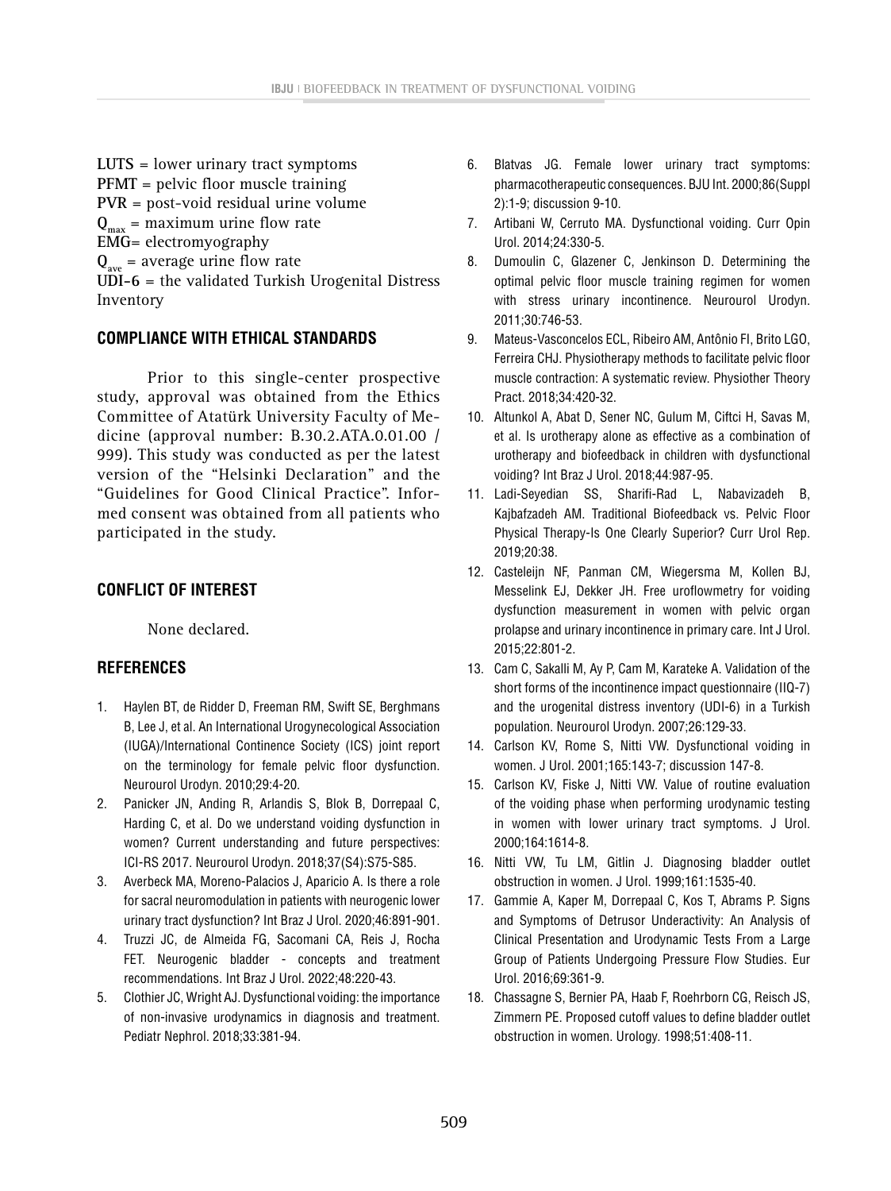**LUTS** = lower urinary tract symptoms
**PFMT** = pelvic floor muscle training
**PVR** = post-void residual urine volume
$Q_{max}$ = maximum urine flow rate
**EMG**= electromyography
$Q_{ave}$ = average urine flow rate
**UDI-6** = the validated Turkish Urogenital Distress Inventory

## COMPLIANCE WITH ETHICAL STANDARDS

Prior to this single-center prospective study, approval was obtained from the Ethics Committee of Atatürk University Faculty of Medicine (approval number: B.30.2.ATA.0.01.00 / 999). This study was conducted as per the latest version of the "Helsinki Declaration" and the "Guidelines for Good Clinical Practice". Informed consent was obtained from all patients who participated in the study.

## CONFLICT OF INTEREST

None declared.

## REFERENCES

1. Haylen BT, de Ridder D, Freeman RM, Swift SE, Berghmans B, Lee J, et al. An International Urogynecological Association (IUGA)/International Continence Society (ICS) joint report on the terminology for female pelvic floor dysfunction. Neurourol Urodyn. 2010;29:4-20.
2. Panicker JN, Anding R, Arlandis S, Blok B, Dorrepaal C, Harding C, et al. Do we understand voiding dysfunction in women? Current understanding and future perspectives: ICI-RS 2017. Neurourol Urodyn. 2018;37(S4):S75-S85.
3. Averbeck MA, Moreno-Palacios J, Aparicio A. Is there a role for sacral neuromodulation in patients with neurogenic lower urinary tract dysfunction? Int Braz J Urol. 2020;46:891-901.
4. Truzzi JC, de Almeida FG, Sacomani CA, Reis J, Rocha FET. Neurogenic bladder - concepts and treatment recommendations. Int Braz J Urol. 2022;48:220-43.
5. Clothier JC, Wright AJ. Dysfunctional voiding: the importance of non-invasive urodynamics in diagnosis and treatment. Pediatr Nephrol. 2018;33:381-94.
6. Blatvas JG. Female lower urinary tract symptoms: pharmacotherapeutic consequences. BJU Int. 2000;86(Suppl 2):1-9; discussion 9-10.
7. Artibani W, Cerruto MA. Dysfunctional voiding. Curr Opin Urol. 2014;24:330-5.
8. Dumoulin C, Glazener C, Jenkinson D. Determining the optimal pelvic floor muscle training regimen for women with stress urinary incontinence. Neurourol Urodyn. 2011;30:746-53.
9. Mateus-Vasconcelos ECL, Ribeiro AM, Antônio FI, Brito LGO, Ferreira CHJ. Physiotherapy methods to facilitate pelvic floor muscle contraction: A systematic review. Physiother Theory Pract. 2018;34:420-32.
10. Altunkol A, Abat D, Sener NC, Gulum M, Ciftci H, Savas M, et al. Is urotherapy alone as effective as a combination of urotherapy and biofeedback in children with dysfunctional voiding? Int Braz J Urol. 2018;44:987-95.
11. Ladi-Seyedian SS, Sharifi-Rad L, Nabavizadeh B, Kajbafzadeh AM. Traditional Biofeedback vs. Pelvic Floor Physical Therapy-Is One Clearly Superior? Curr Urol Rep. 2019;20:38.
12. Casteleijn NF, Panman CM, Wiegersma M, Kollen BJ, Messelink EJ, Dekker JH. Free uroflowmetry for voiding dysfunction measurement in women with pelvic organ prolapse and urinary incontinence in primary care. Int J Urol. 2015;22:801-2.
13. Cam C, Sakalli M, Ay P, Cam M, Karateke A. Validation of the short forms of the incontinence impact questionnaire (IIQ-7) and the urogenital distress inventory (UDI-6) in a Turkish population. Neurourol Urodyn. 2007;26:129-33.
14. Carlson KV, Rome S, Nitti VW. Dysfunctional voiding in women. J Urol. 2001;165:143-7; discussion 147-8.
15. Carlson KV, Fiske J, Nitti VW. Value of routine evaluation of the voiding phase when performing urodynamic testing in women with lower urinary tract symptoms. J Urol. 2000;164:1614-8.
16. Nitti VW, Tu LM, Gitlin J. Diagnosing bladder outlet obstruction in women. J Urol. 1999;161:1535-40.
17. Gammie A, Kaper M, Dorrepaal C, Kos T, Abrams P. Signs and Symptoms of Detrusor Underactivity: An Analysis of Clinical Presentation and Urodynamic Tests From a Large Group of Patients Undergoing Pressure Flow Studies. Eur Urol. 2016;69:361-9.
18. Chassagne S, Bernier PA, Haab F, Roehrborn CG, Reisch JS, Zimmern PE. Proposed cutoff values to define bladder outlet obstruction in women. Urology. 1998;51:408-11.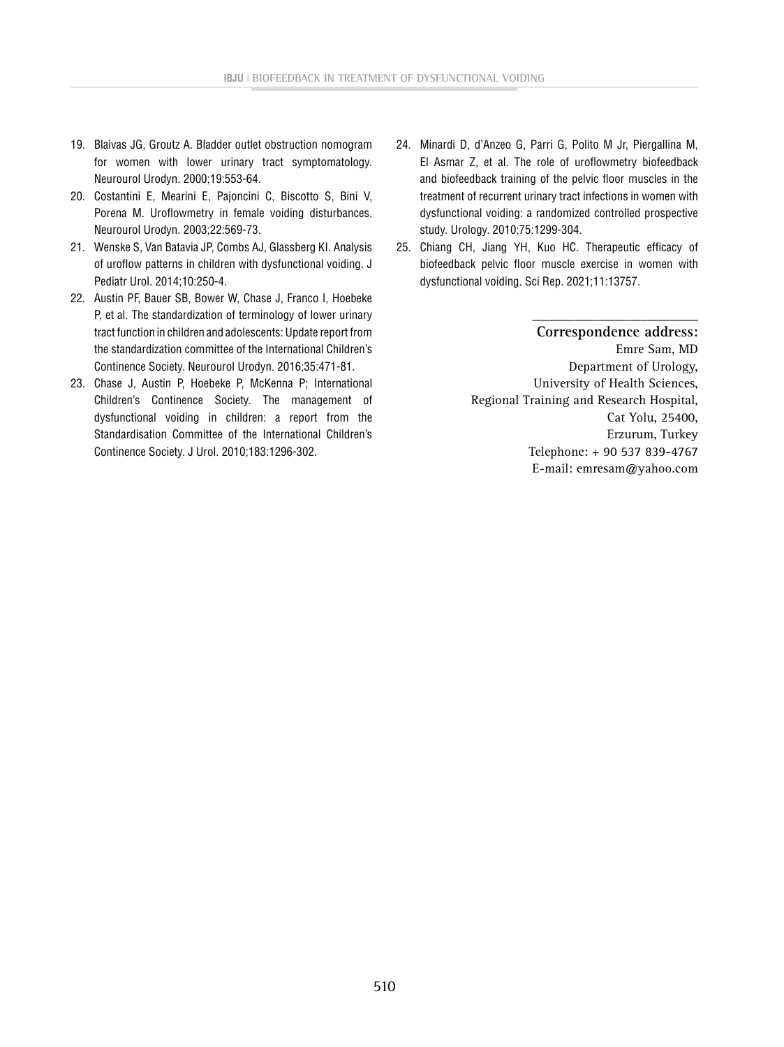19. Blaivas JG, Groutz A. Bladder outlet obstruction nomogram for women with lower urinary tract symptomatology. Neurourol Urodyn. 2000;19:553-64.
20. Costantini E, Mearini E, Pajoncini C, Biscotto S, Bini V, Porena M. Uroflowmetry in female voiding disturbances. Neurourol Urodyn. 2003;22:569-73.
21. Wenske S, Van Batavia JP, Combs AJ, Glassberg KI. Analysis of uroflow patterns in children with dysfunctional voiding. J Pediatr Urol. 2014;10:250-4.
22. Austin PF, Bauer SB, Bower W, Chase J, Franco I, Hoebeke P, et al. The standardization of terminology of lower urinary tract function in children and adolescents: Update report from the standardization committee of the International Children's Continence Society. Neurourol Urodyn. 2016;35:471-81.
23. Chase J, Austin P, Hoebeke P, McKenna P; International Children's Continence Society. The management of dysfunctional voiding in children: a report from the Standardisation Committee of the International Children's Continence Society. J Urol. 2010;183:1296-302.
24. Minardi D, d'Anzeo G, Parri G, Polito M Jr, Piergallina M, El Asmar Z, et al. The role of uroflowmetry biofeedback and biofeedback training of the pelvic floor muscles in the treatment of recurrent urinary tract infections in women with dysfunctional voiding: a randomized controlled prospective study. Urology. 2010;75:1299-304.
25. Chiang CH, Jiang YH, Kuo HC. Therapeutic efficacy of biofeedback pelvic floor muscle exercise in women with dysfunctional voiding. Sci Rep. 2021;11:13757.

**Correspondence address:**
Emre Sam, MD
Department of Urology,
University of Health Sciences,
Regional Training and Research Hospital,
Cat Yolu, 25400,
Erzurum, Turkey
Telephone: + 90 537 839-4767
E-mail: emresam@yahoo.com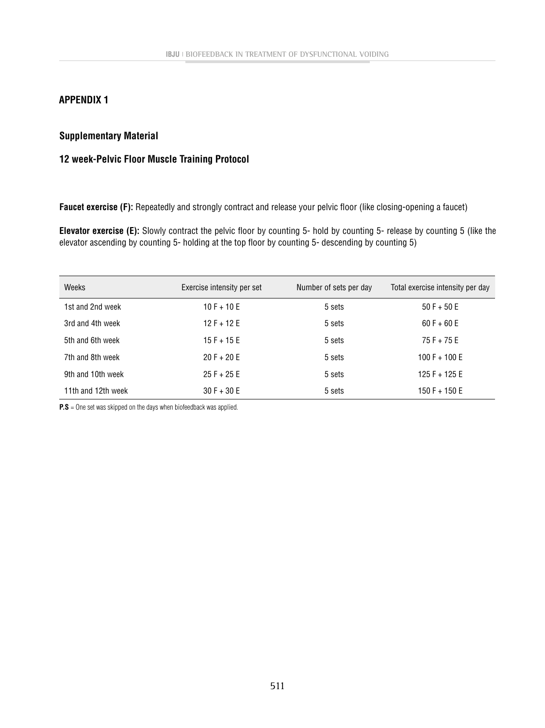## APPENDIX 1

### Supplementary Material

### 12 week-Pelvic Floor Muscle Training Protocol

**Faucet exercise (F):** Repeatedly and strongly contract and release your pelvic floor (like closing-opening a faucet)

**Elevator exercise (E):** Slowly contract the pelvic floor by counting 5- hold by counting 5- release by counting 5 (like the elevator ascending by counting 5- holding at the top floor by counting 5- descending by counting 5)

| Weeks | Exercise intensity per set | Number of sets per day | Total exercise intensity per day |
|---|---|---|---|
| 1st and 2nd week | 10 F + 10 E | 5 sets | 50 F + 50 E |
| 3rd and 4th week | 12 F + 12 E | 5 sets | 60 F + 60 E |
| 5th and 6th week | 15 F + 15 E | 5 sets | 75 F + 75 E |
| 7th and 8th week | 20 F + 20 E | 5 sets | 100 F + 100 E |
| 9th and 10th week | 25 F + 25 E | 5 sets | 125 F + 125 E |
| 11th and 12th week | 30 F + 30 E | 5 sets | 150 F + 150 E |

**P.S** = One set was skipped on the days when biofeedback was applied.